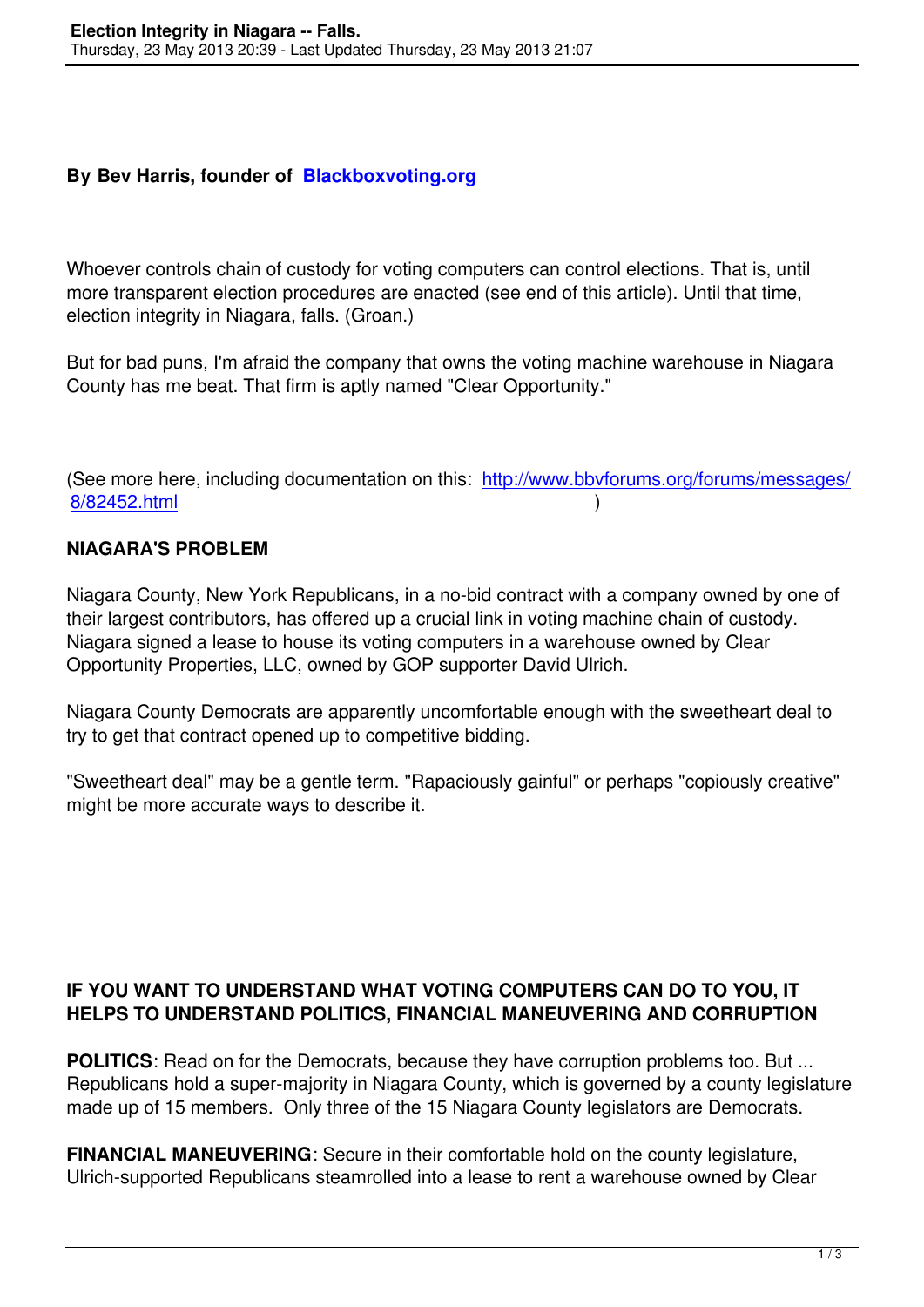**By Bev Harris, founder of [Blackboxvoting.org](Blackboxvoting.org)**

Whoever controls chain of custody for voting computers can control elections. That is, until more transparent election procedures are enacted (see end of this article). Until that time, election integrity in Niagara, falls. (Groan.)

But for bad puns, I'm afraid the company that owns the voting machine warehouse in Niagara County has me beat. That firm is aptly named "Clear Opportunity."

(See more here, including documentation on this: [http://www.bbvforums.org/forums/messages/8/82452.html](http://www.bbvforums.org/forums/messages/8/82452.html) )

## NIAGARA'S PROBLEM

Niagara County, New York Republicans, in a no-bid contract with a company owned by one of their largest contributors, has offered up a crucial link in voting machine chain of custody. Niagara signed a lease to house its voting computers in a warehouse owned by Clear Opportunity Properties, LLC, owned by GOP supporter David Ulrich.

Niagara County Democrats are apparently uncomfortable enough with the sweetheart deal to try to get that contract opened up to competitive bidding.

"Sweetheart deal" may be a gentle term. "Rapaciously gainful" or perhaps "copiously creative" might be more accurate ways to describe it.

## IF YOU WANT TO UNDERSTAND WHAT VOTING COMPUTERS CAN DO TO YOU, IT HELPS TO UNDERSTAND POLITICS, FINANCIAL MANEUVERING AND CORRUPTION

**POLITICS**: Read on for the Democrats, because they have corruption problems too. But ... Republicans hold a super-majority in Niagara County, which is governed by a county legislature made up of 15 members. Only three of the 15 Niagara County legislators are Democrats.

**FINANCIAL MANEUVERING**: Secure in their comfortable hold on the county legislature, Ulrich-supported Republicans steamrolled into a lease to rent a warehouse owned by Clear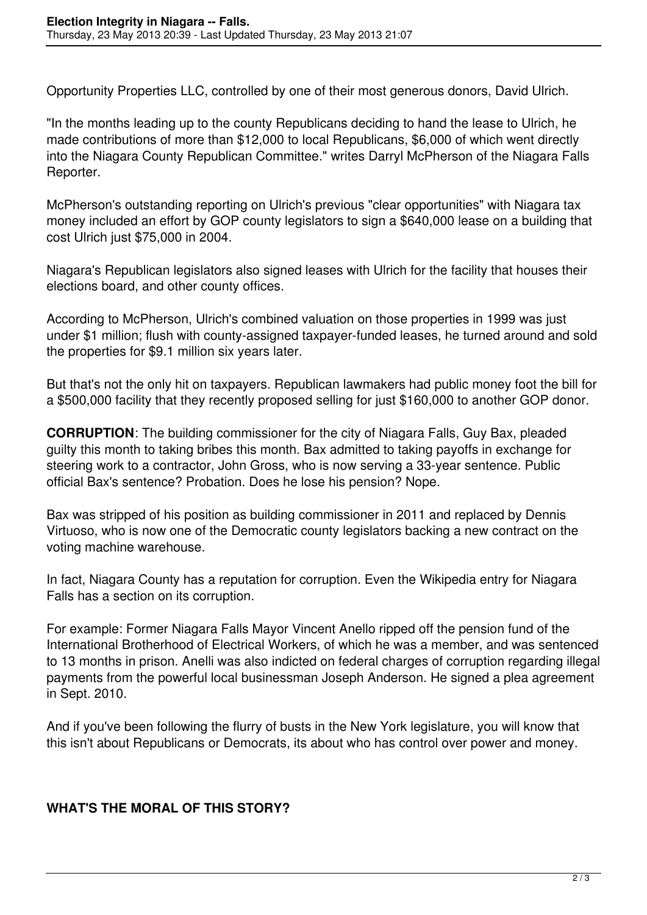Opportunity Properties LLC, controlled by one of their most generous donors, David Ulrich.

"In the months leading up to the county Republicans deciding to hand the lease to Ulrich, he made contributions of more than $12,000 to local Republicans, $6,000 of which went directly into the Niagara County Republican Committee." writes Darryl McPherson of the Niagara Falls Reporter.

McPherson's outstanding reporting on Ulrich's previous "clear opportunities" with Niagara tax money included an effort by GOP county legislators to sign a $640,000 lease on a building that cost Ulrich just $75,000 in 2004.

Niagara's Republican legislators also signed leases with Ulrich for the facility that houses their elections board, and other county offices.

According to McPherson, Ulrich's combined valuation on those properties in 1999 was just under $1 million; flush with county-assigned taxpayer-funded leases, he turned around and sold the properties for $9.1 million six years later.

But that's not the only hit on taxpayers. Republican lawmakers had public money foot the bill for a $500,000 facility that they recently proposed selling for just $160,000 to another GOP donor.

**CORRUPTION**: The building commissioner for the city of Niagara Falls, Guy Bax, pleaded guilty this month to taking bribes this month. Bax admitted to taking payoffs in exchange for steering work to a contractor, John Gross, who is now serving a 33-year sentence. Public official Bax's sentence? Probation. Does he lose his pension? Nope.

Bax was stripped of his position as building commissioner in 2011 and replaced by Dennis Virtuoso, who is now one of the Democratic county legislators backing a new contract on the voting machine warehouse.

In fact, Niagara County has a reputation for corruption. Even the Wikipedia entry for Niagara Falls has a section on its corruption.

For example: Former Niagara Falls Mayor Vincent Anello ripped off the pension fund of the International Brotherhood of Electrical Workers, of which he was a member, and was sentenced to 13 months in prison. Anelli was also indicted on federal charges of corruption regarding illegal payments from the powerful local businessman Joseph Anderson. He signed a plea agreement in Sept. 2010.

And if you've been following the flurry of busts in the New York legislature, you will know that this isn't about Republicans or Democrats, its about who has control over power and money.

**WHAT'S THE MORAL OF THIS STORY?**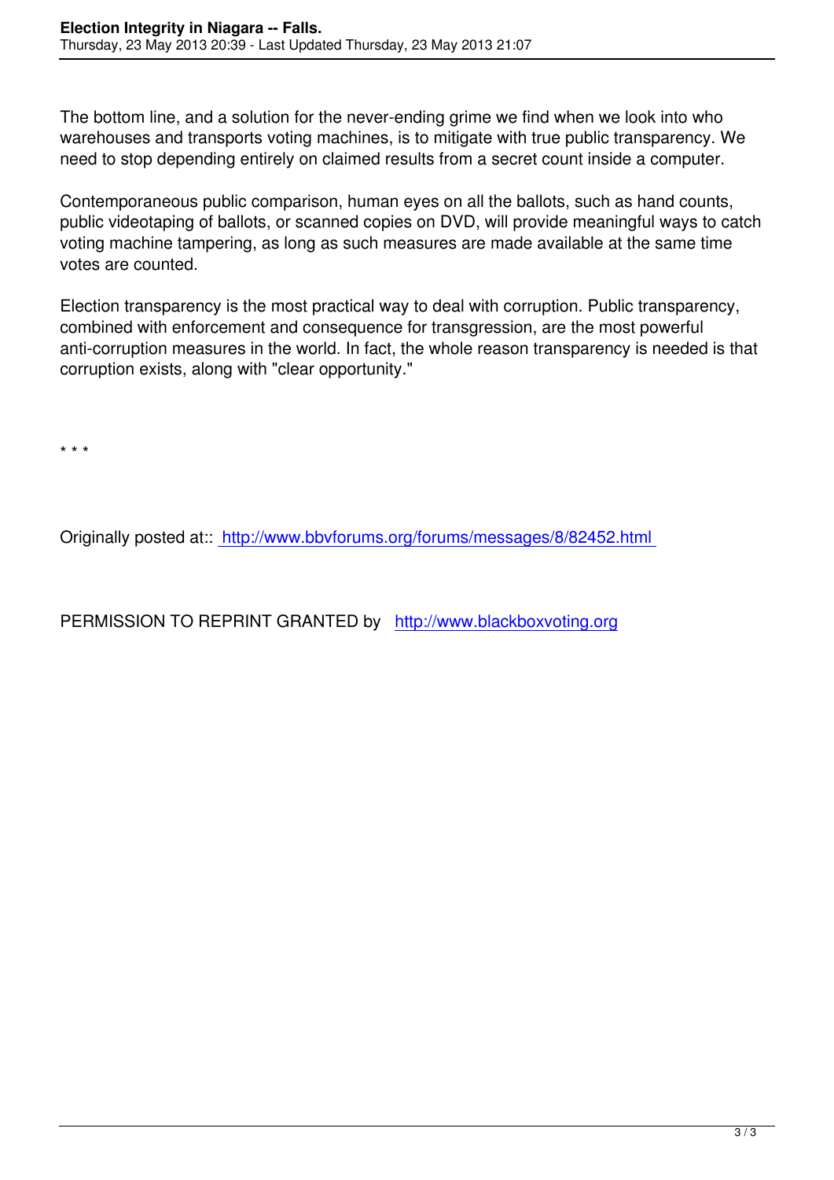The bottom line, and a solution for the never-ending grime we find when we look into who warehouses and transports voting machines, is to mitigate with true public transparency. We need to stop depending entirely on claimed results from a secret count inside a computer.

Contemporaneous public comparison, human eyes on all the ballots, such as hand counts, public videotaping of ballots, or scanned copies on DVD, will provide meaningful ways to catch voting machine tampering, as long as such measures are made available at the same time votes are counted.

Election transparency is the most practical way to deal with corruption. Public transparency, combined with enforcement and consequence for transgression, are the most powerful anti-corruption measures in the world. In fact, the whole reason transparency is needed is that corruption exists, along with "clear opportunity."

* * *

Originally posted at:: [http://www.bbvforums.org/forums/messages/8/82452.html](http://www.bbvforums.org/forums/messages/8/82452.html)

PERMISSION TO REPRINT GRANTED by [http://www.blackboxvoting.org](http://www.blackboxvoting.org)